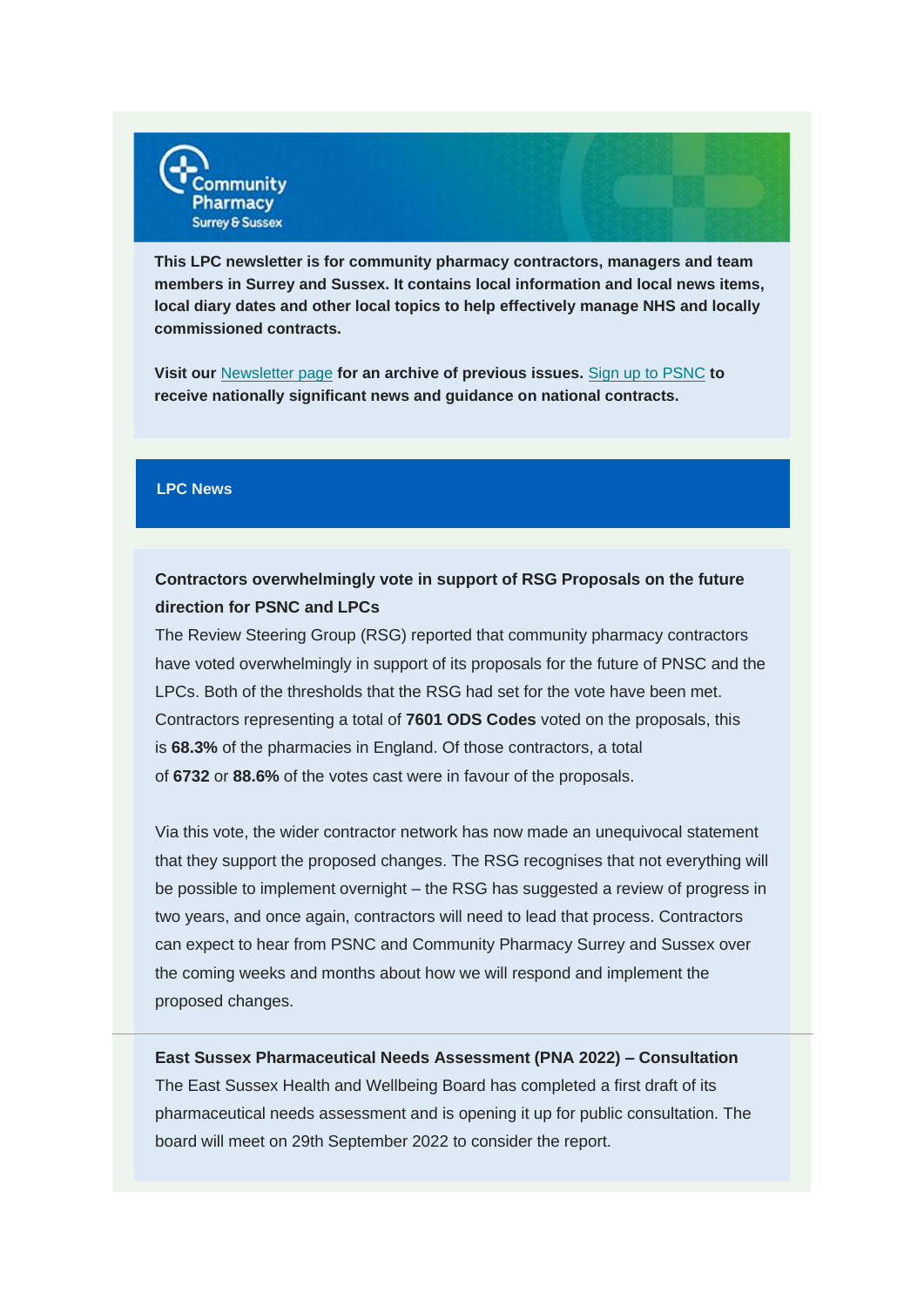Community Pharmacy Surrey & Sussex

**This LPC newsletter is for community pharmacy contractors, managers and team members in Surrey and Sussex. It contains local information and local news items, local diary dates and other local topics to help effectively manage NHS and locally commissioned contracts.**

**Visit our** Newsletter page **for an archive of previous issues.** Sign up to PSNC **to receive nationally significant news and guidance on national contracts.**

## LPC News

### Contractors overwhelmingly vote in support of RSG Proposals on the future direction for PSNC and LPCs

The Review Steering Group (RSG) reported that community pharmacy contractors have voted overwhelmingly in support of its proposals for the future of PNSC and the LPCs. Both of the thresholds that the RSG had set for the vote have been met. Contractors representing a total of **7601 ODS Codes** voted on the proposals, this is **68.3%** of the pharmacies in England. Of those contractors, a total of **6732** or **88.6%** of the votes cast were in favour of the proposals.

Via this vote, the wider contractor network has now made an unequivocal statement that they support the proposed changes. The RSG recognises that not everything will be possible to implement overnight – the RSG has suggested a review of progress in two years, and once again, contractors will need to lead that process. Contractors can expect to hear from PSNC and Community Pharmacy Surrey and Sussex over the coming weeks and months about how we will respond and implement the proposed changes.

---

### East Sussex Pharmaceutical Needs Assessment (PNA 2022) – Consultation

The East Sussex Health and Wellbeing Board has completed a first draft of its pharmaceutical needs assessment and is opening it up for public consultation. The board will meet on 29th September 2022 to consider the report.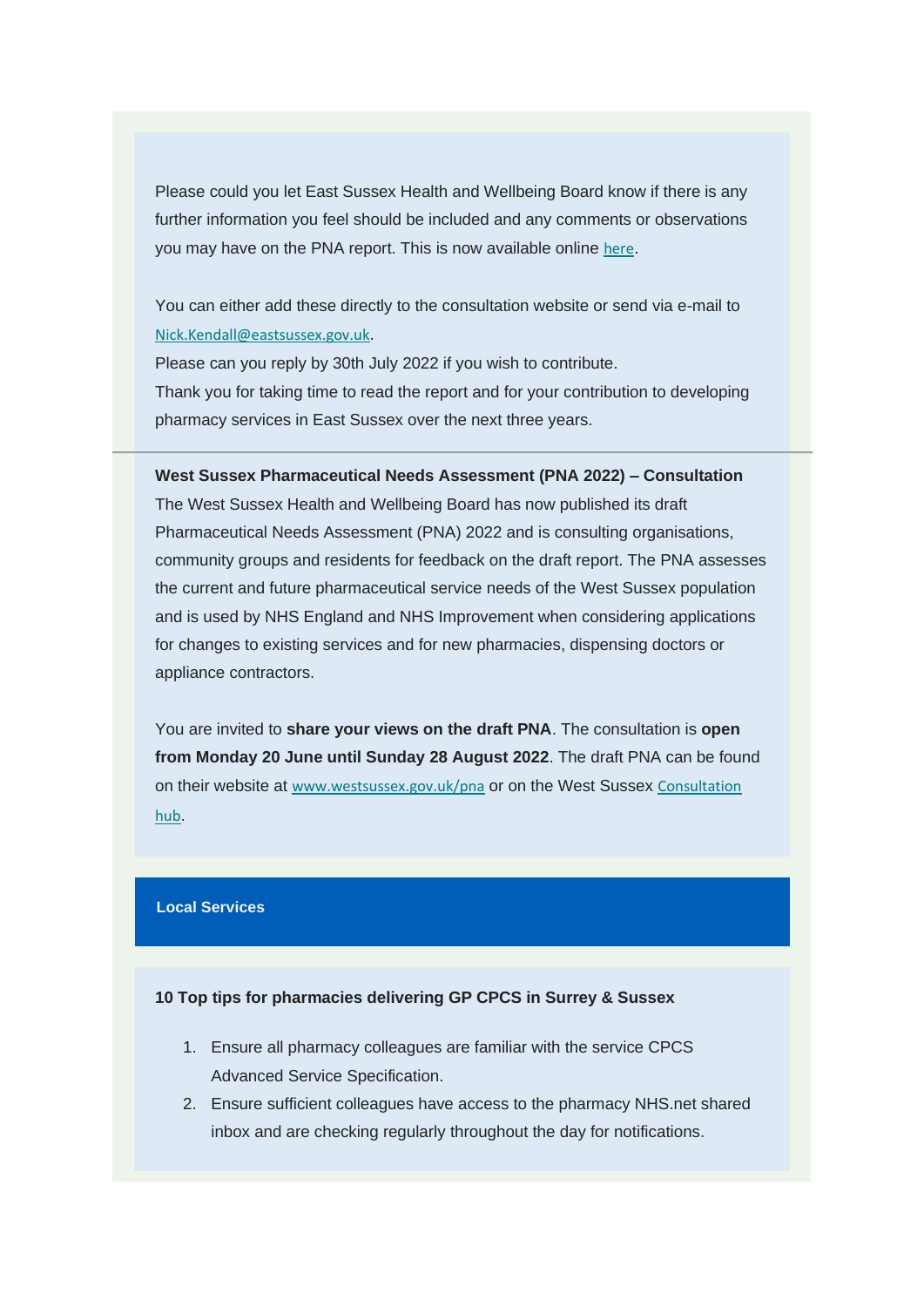Please could you let East Sussex Health and Wellbeing Board know if there is any further information you feel should be included and any comments or observations you may have on the PNA report. This is now available online here.

You can either add these directly to the consultation website or send via e-mail to Nick.Kendall@eastsussex.gov.uk.

Please can you reply by 30th July 2022 if you wish to contribute.

Thank you for taking time to read the report and for your contribution to developing pharmacy services in East Sussex over the next three years.

---

**West Sussex Pharmaceutical Needs Assessment (PNA 2022) – Consultation**

The West Sussex Health and Wellbeing Board has now published its draft Pharmaceutical Needs Assessment (PNA) 2022 and is consulting organisations, community groups and residents for feedback on the draft report. The PNA assesses the current and future pharmaceutical service needs of the West Sussex population and is used by NHS England and NHS Improvement when considering applications for changes to existing services and for new pharmacies, dispensing doctors or appliance contractors.

You are invited to **share your views on the draft PNA**. The consultation is **open from Monday 20 June until Sunday 28 August 2022**. The draft PNA can be found on their website at www.westsussex.gov.uk/pna or on the West Sussex Consultation hub.

## Local Services

**10 Top tips for pharmacies delivering GP CPCS in Surrey & Sussex**

1. Ensure all pharmacy colleagues are familiar with the service CPCS Advanced Service Specification.
2. Ensure sufficient colleagues have access to the pharmacy NHS.net shared inbox and are checking regularly throughout the day for notifications.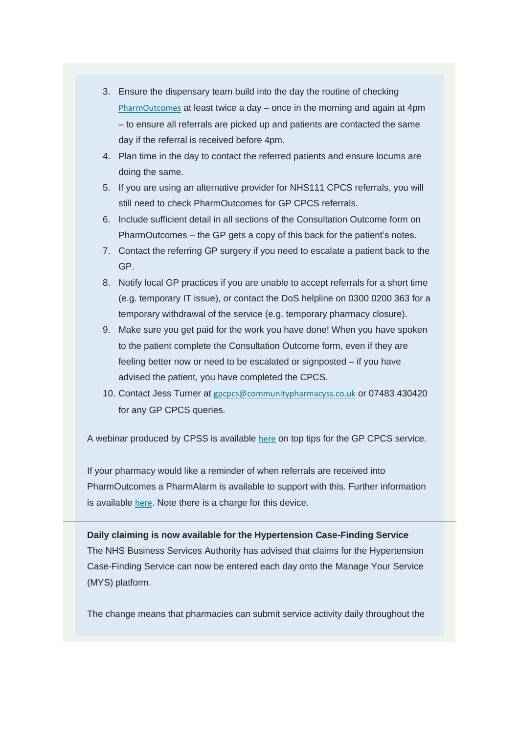3. Ensure the dispensary team build into the day the routine of checking PharmOutcomes at least twice a day – once in the morning and again at 4pm – to ensure all referrals are picked up and patients are contacted the same day if the referral is received before 4pm.
4. Plan time in the day to contact the referred patients and ensure locums are doing the same.
5. If you are using an alternative provider for NHS111 CPCS referrals, you will still need to check PharmOutcomes for GP CPCS referrals.
6. Include sufficient detail in all sections of the Consultation Outcome form on PharmOutcomes – the GP gets a copy of this back for the patient's notes.
7. Contact the referring GP surgery if you need to escalate a patient back to the GP.
8. Notify local GP practices if you are unable to accept referrals for a short time (e.g. temporary IT issue), or contact the DoS helpline on 0300 0200 363 for a temporary withdrawal of the service (e.g. temporary pharmacy closure).
9. Make sure you get paid for the work you have done! When you have spoken to the patient complete the Consultation Outcome form, even if they are feeling better now or need to be escalated or signposted – if you have advised the patient, you have completed the CPCS.
10. Contact Jess Turner at gpcpcs@communitypharmacyss.co.uk or 07483 430420 for any GP CPCS queries.

A webinar produced by CPSS is available here on top tips for the GP CPCS service.

If your pharmacy would like a reminder of when referrals are received into PharmOutcomes a PharmAlarm is available to support with this. Further information is available here. Note there is a charge for this device.

---

**Daily claiming is now available for the Hypertension Case-Finding Service**

The NHS Business Services Authority has advised that claims for the Hypertension Case-Finding Service can now be entered each day onto the Manage Your Service (MYS) platform.

The change means that pharmacies can submit service activity daily throughout the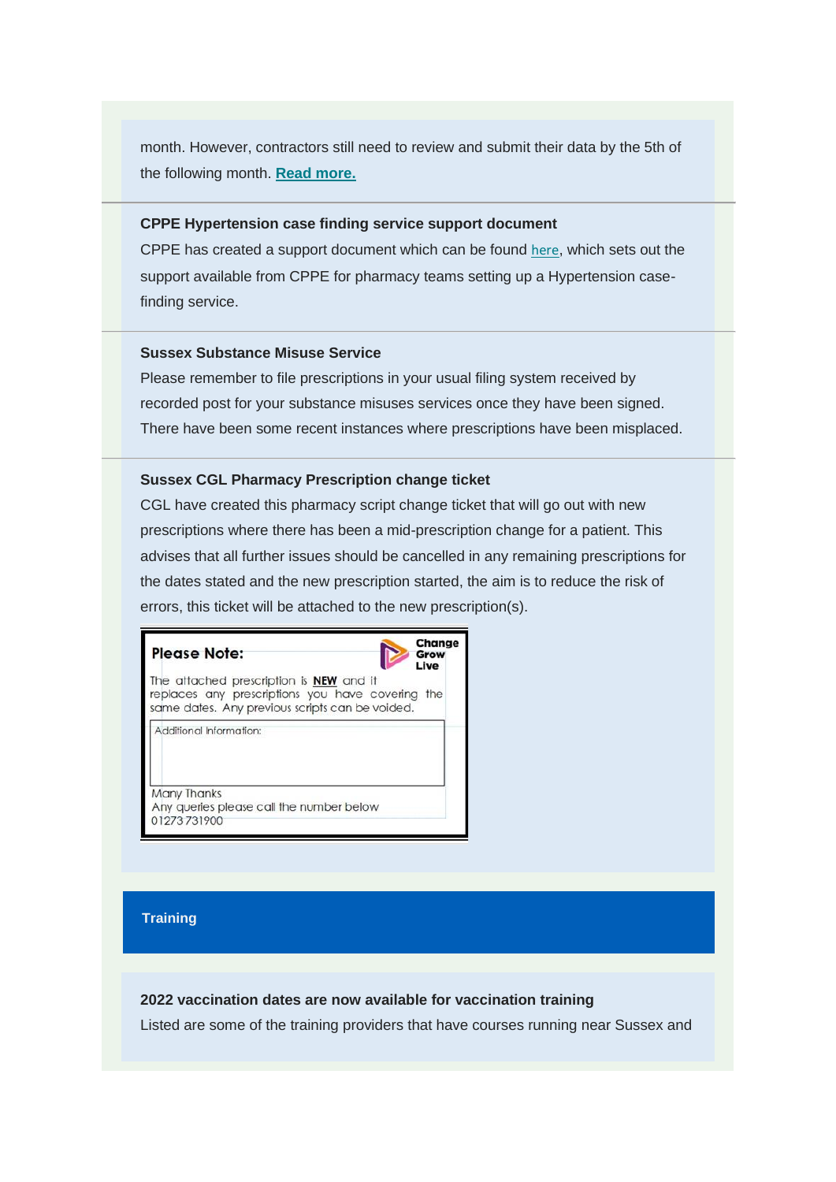month. However, contractors still need to review and submit their data by the 5th of the following month. **Read more.**

**CPPE Hypertension case finding service support document**

CPPE has created a support document which can be found here, which sets out the support available from CPPE for pharmacy teams setting up a Hypertension case-finding service.

**Sussex Substance Misuse Service**

Please remember to file prescriptions in your usual filing system received by recorded post for your substance misuses services once they have been signed. There have been some recent instances where prescriptions have been misplaced.

**Sussex CGL Pharmacy Prescription change ticket**

CGL have created this pharmacy script change ticket that will go out with new prescriptions where there has been a mid-prescription change for a patient. This advises that all further issues should be cancelled in any remaining prescriptions for the dates stated and the new prescription started, the aim is to reduce the risk of errors, this ticket will be attached to the new prescription(s).

**Please Note:** Change Grow Live

The attached prescription is **NEW** and it replaces any prescriptions you have covering the same dates. Any previous scripts can be voided.

Additional Information:

Many Thanks
Any queries please call the number below
01273 731900

## Training

**2022 vaccination dates are now available for vaccination training**

Listed are some of the training providers that have courses running near Sussex and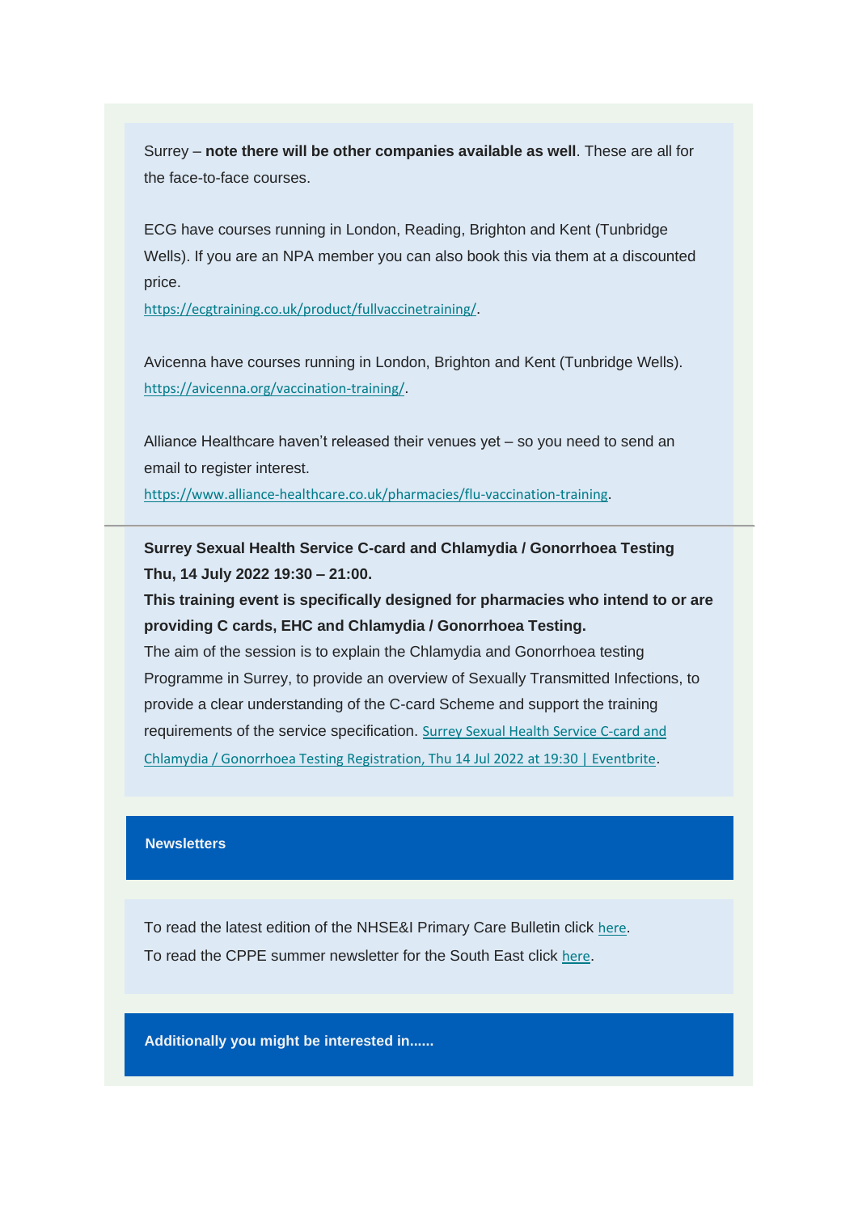Surrey – **note there will be other companies available as well**. These are all for the face-to-face courses.

ECG have courses running in London, Reading, Brighton and Kent (Tunbridge Wells). If you are an NPA member you can also book this via them at a discounted price.
https://ecgtraining.co.uk/product/fullvaccinetraining/.

Avicenna have courses running in London, Brighton and Kent (Tunbridge Wells).
https://avicenna.org/vaccination-training/.

Alliance Healthcare haven't released their venues yet – so you need to send an email to register interest.
https://www.alliance-healthcare.co.uk/pharmacies/flu-vaccination-training.

---

**Surrey Sexual Health Service C-card and Chlamydia / Gonorrhoea Testing**
**Thu, 14 July 2022 19:30 – 21:00.**
**This training event is specifically designed for pharmacies who intend to or are providing C cards, EHC and Chlamydia / Gonorrhoea Testing.**
The aim of the session is to explain the Chlamydia and Gonorrhoea testing Programme in Surrey, to provide an overview of Sexually Transmitted Infections, to provide a clear understanding of the C-card Scheme and support the training requirements of the service specification. Surrey Sexual Health Service C-card and Chlamydia / Gonorrhoea Testing Registration, Thu 14 Jul 2022 at 19:30 | Eventbrite.

## Newsletters

To read the latest edition of the NHSE&I Primary Care Bulletin click here.
To read the CPPE summer newsletter for the South East click here.

## Additionally you might be interested in......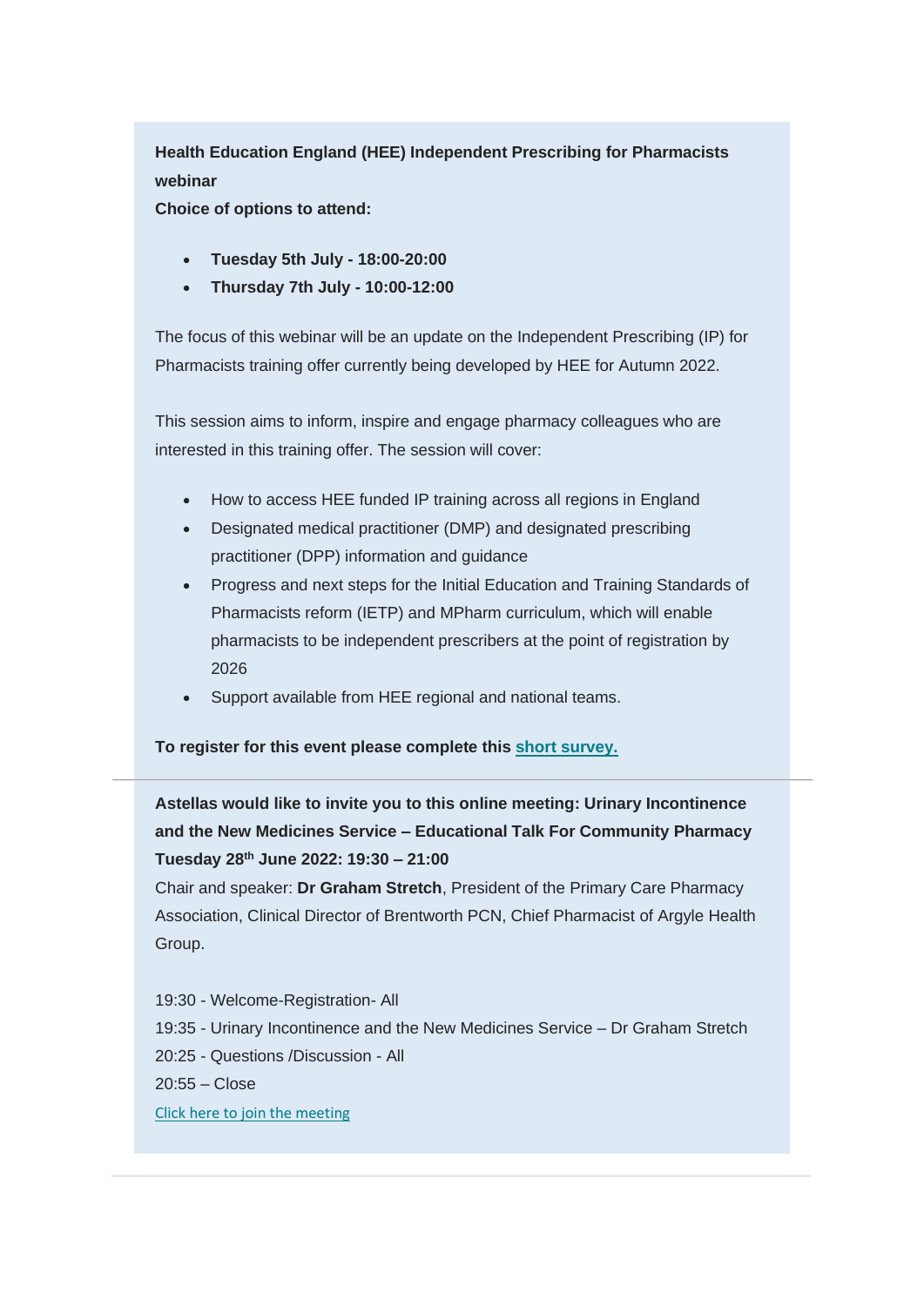**Health Education England (HEE) Independent Prescribing for Pharmacists webinar**
**Choice of options to attend:**

- **Tuesday 5th July - 18:00-20:00**
- **Thursday 7th July - 10:00-12:00**

The focus of this webinar will be an update on the Independent Prescribing (IP) for Pharmacists training offer currently being developed by HEE for Autumn 2022.

This session aims to inform, inspire and engage pharmacy colleagues who are interested in this training offer. The session will cover:

- How to access HEE funded IP training across all regions in England
- Designated medical practitioner (DMP) and designated prescribing practitioner (DPP) information and guidance
- Progress and next steps for the Initial Education and Training Standards of Pharmacists reform (IETP) and MPharm curriculum, which will enable pharmacists to be independent prescribers at the point of registration by 2026
- Support available from HEE regional and national teams.

**To register for this event please complete this short survey.**

---

**Astellas would like to invite you to this online meeting: Urinary Incontinence and the New Medicines Service – Educational Talk For Community Pharmacy**
**Tuesday 28th June 2022: 19:30 – 21:00**
Chair and speaker: **Dr Graham Stretch**, President of the Primary Care Pharmacy Association, Clinical Director of Brentworth PCN, Chief Pharmacist of Argyle Health Group.

19:30 - Welcome-Registration- All
19:35 - Urinary Incontinence and the New Medicines Service – Dr Graham Stretch
20:25 - Questions /Discussion - All
20:55 – Close
Click here to join the meeting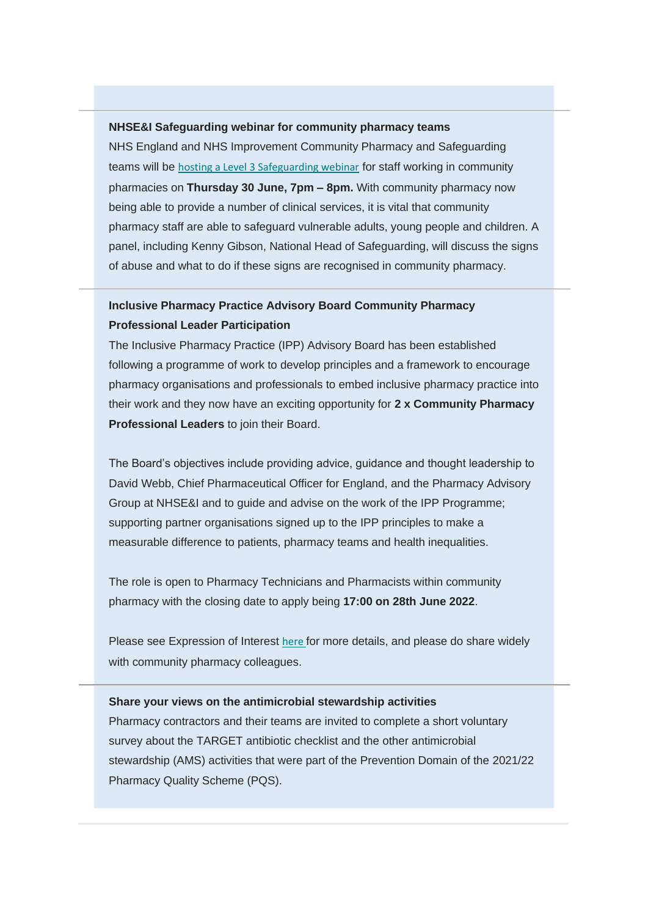**NHSE&I Safeguarding webinar for community pharmacy teams**

NHS England and NHS Improvement Community Pharmacy and Safeguarding teams will be hosting a Level 3 Safeguarding webinar for staff working in community pharmacies on **Thursday 30 June, 7pm – 8pm.** With community pharmacy now being able to provide a number of clinical services, it is vital that community pharmacy staff are able to safeguard vulnerable adults, young people and children. A panel, including Kenny Gibson, National Head of Safeguarding, will discuss the signs of abuse and what to do if these signs are recognised in community pharmacy.

---

**Inclusive Pharmacy Practice Advisory Board Community Pharmacy Professional Leader Participation**

The Inclusive Pharmacy Practice (IPP) Advisory Board has been established following a programme of work to develop principles and a framework to encourage pharmacy organisations and professionals to embed inclusive pharmacy practice into their work and they now have an exciting opportunity for **2 x Community Pharmacy Professional Leaders** to join their Board.

The Board's objectives include providing advice, guidance and thought leadership to David Webb, Chief Pharmaceutical Officer for England, and the Pharmacy Advisory Group at NHSE&I and to guide and advise on the work of the IPP Programme; supporting partner organisations signed up to the IPP principles to make a measurable difference to patients, pharmacy teams and health inequalities.

The role is open to Pharmacy Technicians and Pharmacists within community pharmacy with the closing date to apply being **17:00 on 28th June 2022**.

Please see Expression of Interest here for more details, and please do share widely with community pharmacy colleagues.

---

**Share your views on the antimicrobial stewardship activities**

Pharmacy contractors and their teams are invited to complete a short voluntary survey about the TARGET antibiotic checklist and the other antimicrobial stewardship (AMS) activities that were part of the Prevention Domain of the 2021/22 Pharmacy Quality Scheme (PQS).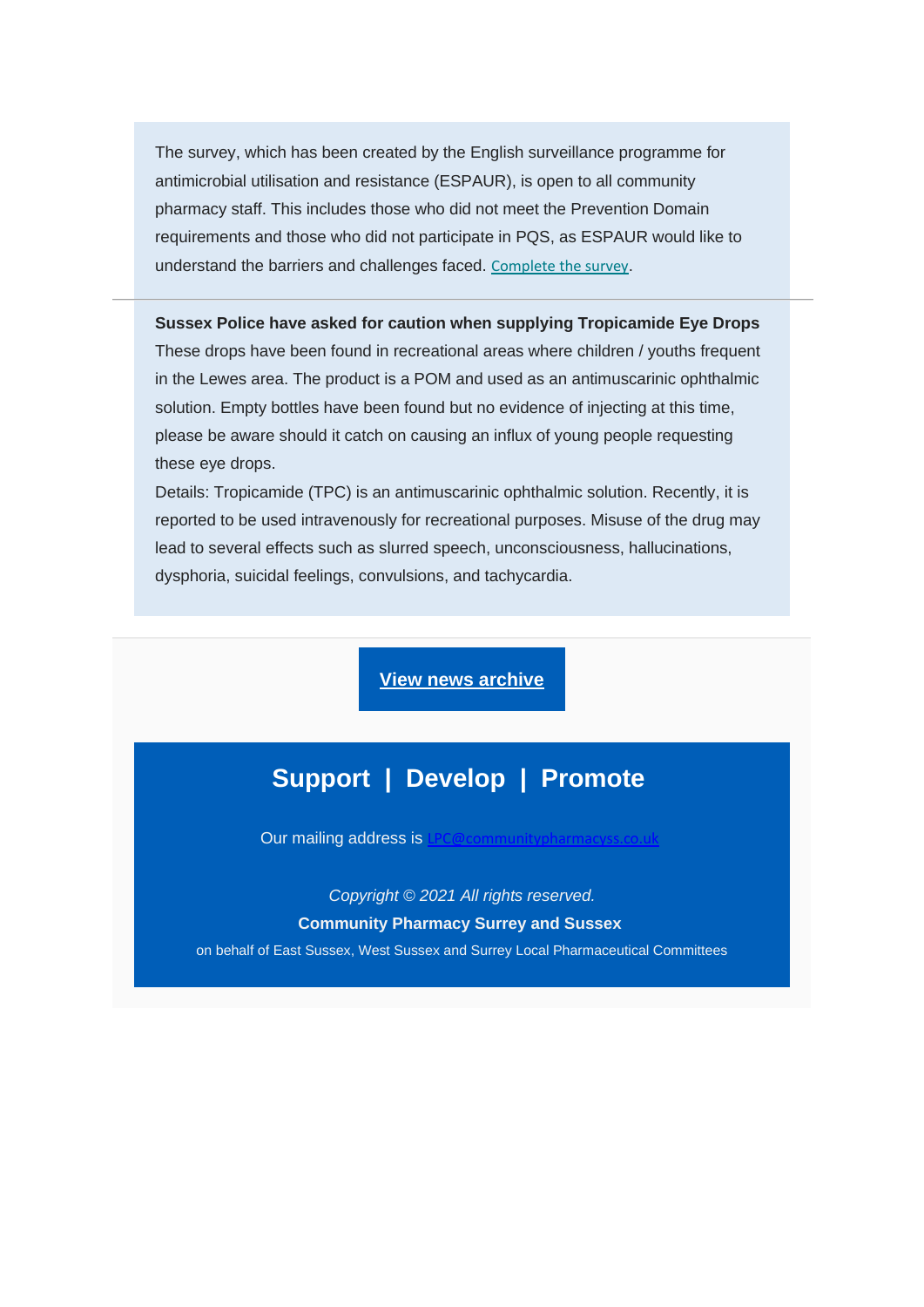The survey, which has been created by the English surveillance programme for antimicrobial utilisation and resistance (ESPAUR), is open to all community pharmacy staff. This includes those who did not meet the Prevention Domain requirements and those who did not participate in PQS, as ESPAUR would like to understand the barriers and challenges faced. Complete the survey.

---

**Sussex Police have asked for caution when supplying Tropicamide Eye Drops**

These drops have been found in recreational areas where children / youths frequent in the Lewes area. The product is a POM and used as an antimuscarinic ophthalmic solution. Empty bottles have been found but no evidence of injecting at this time, please be aware should it catch on causing an influx of young people requesting these eye drops.

Details: Tropicamide (TPC) is an antimuscarinic ophthalmic solution. Recently, it is reported to be used intravenously for recreational purposes. Misuse of the drug may lead to several effects such as slurred speech, unconsciousness, hallucinations, dysphoria, suicidal feelings, convulsions, and tachycardia.

**View news archive**

## Support | Develop | Promote

Our mailing address is LPC@communitypharmacyss.co.uk

*Copyright © 2021 All rights reserved.*

**Community Pharmacy Surrey and Sussex**

on behalf of East Sussex, West Sussex and Surrey Local Pharmaceutical Committees